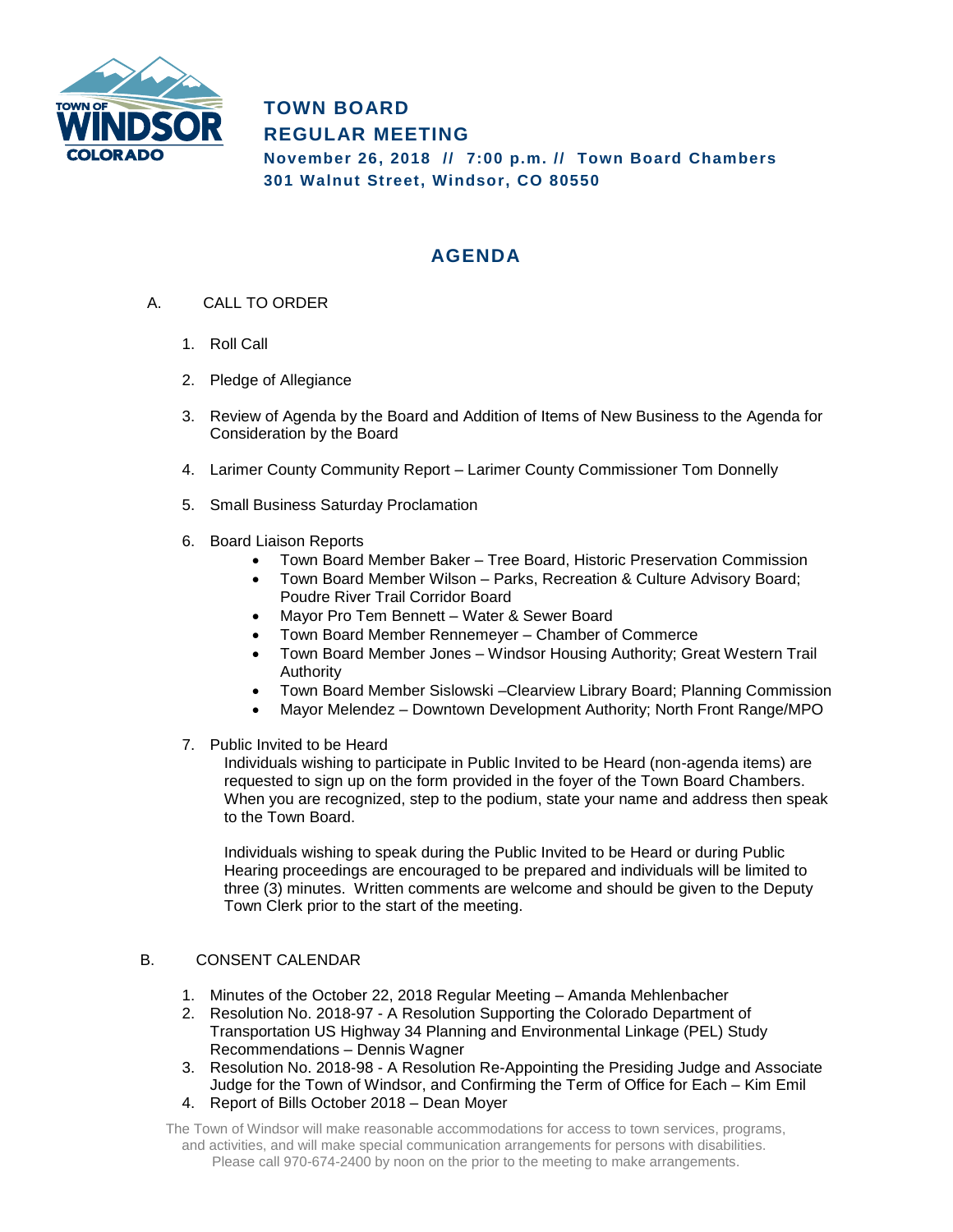# TOWN BOARD
# REGULAR MEETING

**November 26, 2018 // 7:00 p.m. // Town Board Chambers**
**301 Walnut Street, Windsor, CO 80550**

## AGENDA

A. CALL TO ORDER

1. Roll Call
2. Pledge of Allegiance
3. Review of Agenda by the Board and Addition of Items of New Business to the Agenda for Consideration by the Board
4. Larimer County Community Report – Larimer County Commissioner Tom Donnelly
5. Small Business Saturday Proclamation
6. Board Liaison Reports
   - Town Board Member Baker – Tree Board, Historic Preservation Commission
   - Town Board Member Wilson – Parks, Recreation & Culture Advisory Board; Poudre River Trail Corridor Board
   - Mayor Pro Tem Bennett – Water & Sewer Board
   - Town Board Member Rennemeyer – Chamber of Commerce
   - Town Board Member Jones – Windsor Housing Authority; Great Western Trail Authority
   - Town Board Member Sislowski –Clearview Library Board; Planning Commission
   - Mayor Melendez – Downtown Development Authority; North Front Range/MPO
7. Public Invited to be Heard

   Individuals wishing to participate in Public Invited to be Heard (non-agenda items) are requested to sign up on the form provided in the foyer of the Town Board Chambers. When you are recognized, step to the podium, state your name and address then speak to the Town Board.

   Individuals wishing to speak during the Public Invited to be Heard or during Public Hearing proceedings are encouraged to be prepared and individuals will be limited to three (3) minutes. Written comments are welcome and should be given to the Deputy Town Clerk prior to the start of the meeting.

B. CONSENT CALENDAR

1. Minutes of the October 22, 2018 Regular Meeting – Amanda Mehlenbacher
2. Resolution No. 2018-97 - A Resolution Supporting the Colorado Department of Transportation US Highway 34 Planning and Environmental Linkage (PEL) Study Recommendations – Dennis Wagner
3. Resolution No. 2018-98 - A Resolution Re-Appointing the Presiding Judge and Associate Judge for the Town of Windsor, and Confirming the Term of Office for Each – Kim Emil
4. Report of Bills October 2018 – Dean Moyer

The Town of Windsor will make reasonable accommodations for access to town services, programs, and activities, and will make special communication arrangements for persons with disabilities. Please call 970-674-2400 by noon on the prior to the meeting to make arrangements.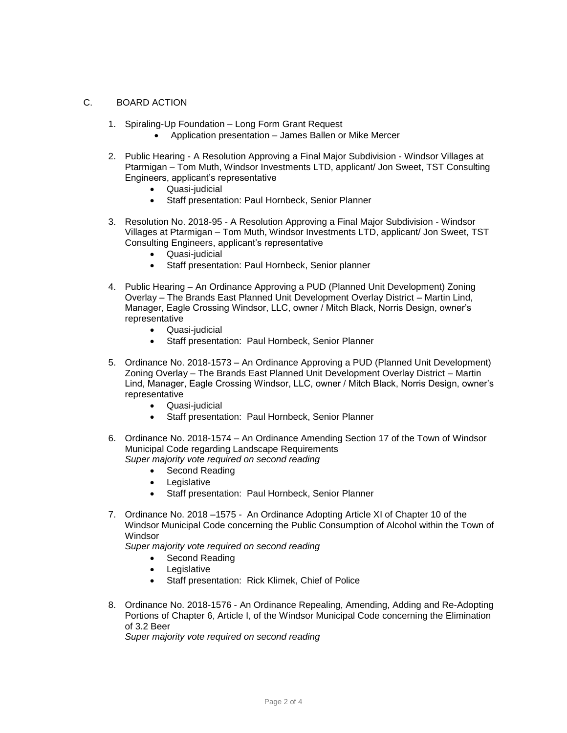C. BOARD ACTION

1. Spiraling-Up Foundation – Long Form Grant Request
   - Application presentation – James Ballen or Mike Mercer

2. Public Hearing - A Resolution Approving a Final Major Subdivision - Windsor Villages at Ptarmigan – Tom Muth, Windsor Investments LTD, applicant/ Jon Sweet, TST Consulting Engineers, applicant's representative
   - Quasi-judicial
   - Staff presentation: Paul Hornbeck, Senior Planner

3. Resolution No. 2018-95 - A Resolution Approving a Final Major Subdivision - Windsor Villages at Ptarmigan – Tom Muth, Windsor Investments LTD, applicant/ Jon Sweet, TST Consulting Engineers, applicant's representative
   - Quasi-judicial
   - Staff presentation: Paul Hornbeck, Senior planner

4. Public Hearing – An Ordinance Approving a PUD (Planned Unit Development) Zoning Overlay – The Brands East Planned Unit Development Overlay District – Martin Lind, Manager, Eagle Crossing Windsor, LLC, owner / Mitch Black, Norris Design, owner's representative
   - Quasi-judicial
   - Staff presentation: Paul Hornbeck, Senior Planner

5. Ordinance No. 2018-1573 – An Ordinance Approving a PUD (Planned Unit Development) Zoning Overlay – The Brands East Planned Unit Development Overlay District – Martin Lind, Manager, Eagle Crossing Windsor, LLC, owner / Mitch Black, Norris Design, owner's representative
   - Quasi-judicial
   - Staff presentation: Paul Hornbeck, Senior Planner

6. Ordinance No. 2018-1574 – An Ordinance Amending Section 17 of the Town of Windsor Municipal Code regarding Landscape Requirements
   *Super majority vote required on second reading*
   - Second Reading
   - Legislative
   - Staff presentation: Paul Hornbeck, Senior Planner

7. Ordinance No. 2018 –1575 - An Ordinance Adopting Article XI of Chapter 10 of the Windsor Municipal Code concerning the Public Consumption of Alcohol within the Town of Windsor
   *Super majority vote required on second reading*
   - Second Reading
   - Legislative
   - Staff presentation: Rick Klimek, Chief of Police

8. Ordinance No. 2018-1576 - An Ordinance Repealing, Amending, Adding and Re-Adopting Portions of Chapter 6, Article I, of the Windsor Municipal Code concerning the Elimination of 3.2 Beer
   *Super majority vote required on second reading*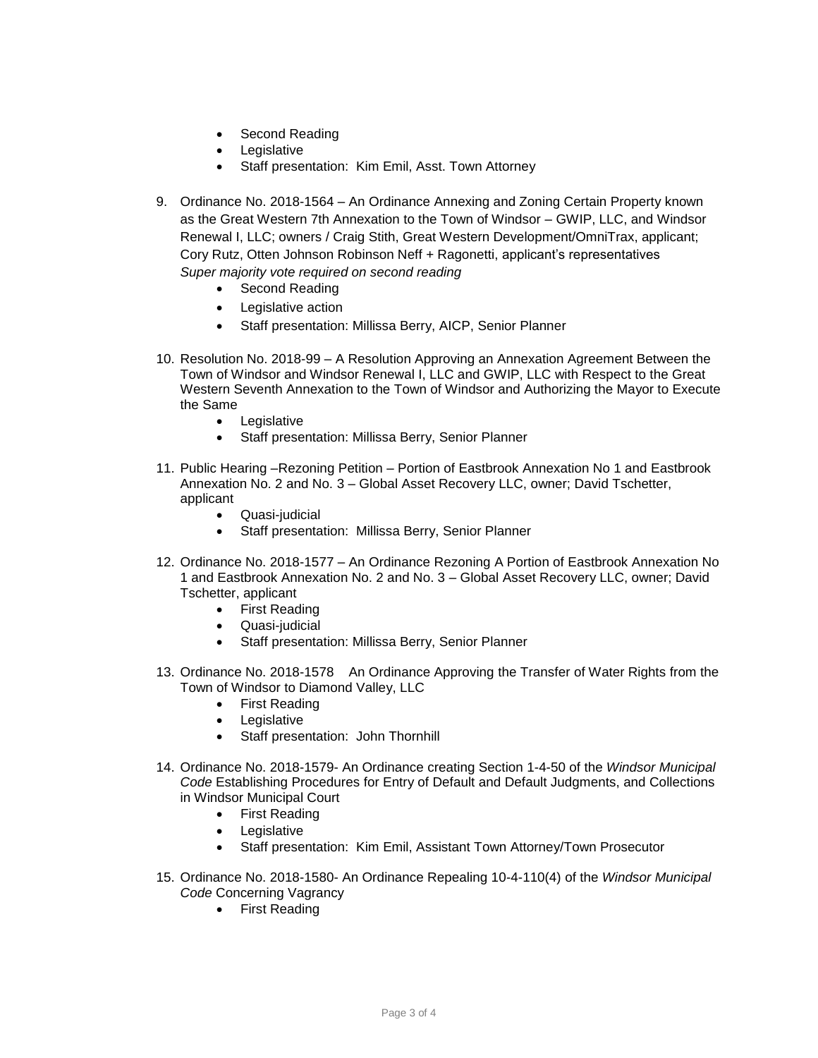- Second Reading
- Legislative
- Staff presentation: Kim Emil, Asst. Town Attorney

9. Ordinance No. 2018-1564 – An Ordinance Annexing and Zoning Certain Property known as the Great Western 7th Annexation to the Town of Windsor – GWIP, LLC, and Windsor Renewal I, LLC; owners / Craig Stith, Great Western Development/OmniTrax, applicant; Cory Rutz, Otten Johnson Robinson Neff + Ragonetti, applicant's representatives
   *Super majority vote required on second reading*
   - Second Reading
   - Legislative action
   - Staff presentation: Millissa Berry, AICP, Senior Planner

10. Resolution No. 2018-99 – A Resolution Approving an Annexation Agreement Between the Town of Windsor and Windsor Renewal I, LLC and GWIP, LLC with Respect to the Great Western Seventh Annexation to the Town of Windsor and Authorizing the Mayor to Execute the Same
    - Legislative
    - Staff presentation: Millissa Berry, Senior Planner

11. Public Hearing –Rezoning Petition – Portion of Eastbrook Annexation No 1 and Eastbrook Annexation No. 2 and No. 3 – Global Asset Recovery LLC, owner; David Tschetter, applicant
    - Quasi-judicial
    - Staff presentation: Millissa Berry, Senior Planner

12. Ordinance No. 2018-1577 – An Ordinance Rezoning A Portion of Eastbrook Annexation No 1 and Eastbrook Annexation No. 2 and No. 3 – Global Asset Recovery LLC, owner; David Tschetter, applicant
    - First Reading
    - Quasi-judicial
    - Staff presentation: Millissa Berry, Senior Planner

13. Ordinance No. 2018-1578 An Ordinance Approving the Transfer of Water Rights from the Town of Windsor to Diamond Valley, LLC
    - First Reading
    - Legislative
    - Staff presentation: John Thornhill

14. Ordinance No. 2018-1579- An Ordinance creating Section 1-4-50 of the *Windsor Municipal Code* Establishing Procedures for Entry of Default and Default Judgments, and Collections in Windsor Municipal Court
    - First Reading
    - Legislative
    - Staff presentation: Kim Emil, Assistant Town Attorney/Town Prosecutor

15. Ordinance No. 2018-1580- An Ordinance Repealing 10-4-110(4) of the *Windsor Municipal Code* Concerning Vagrancy
    - First Reading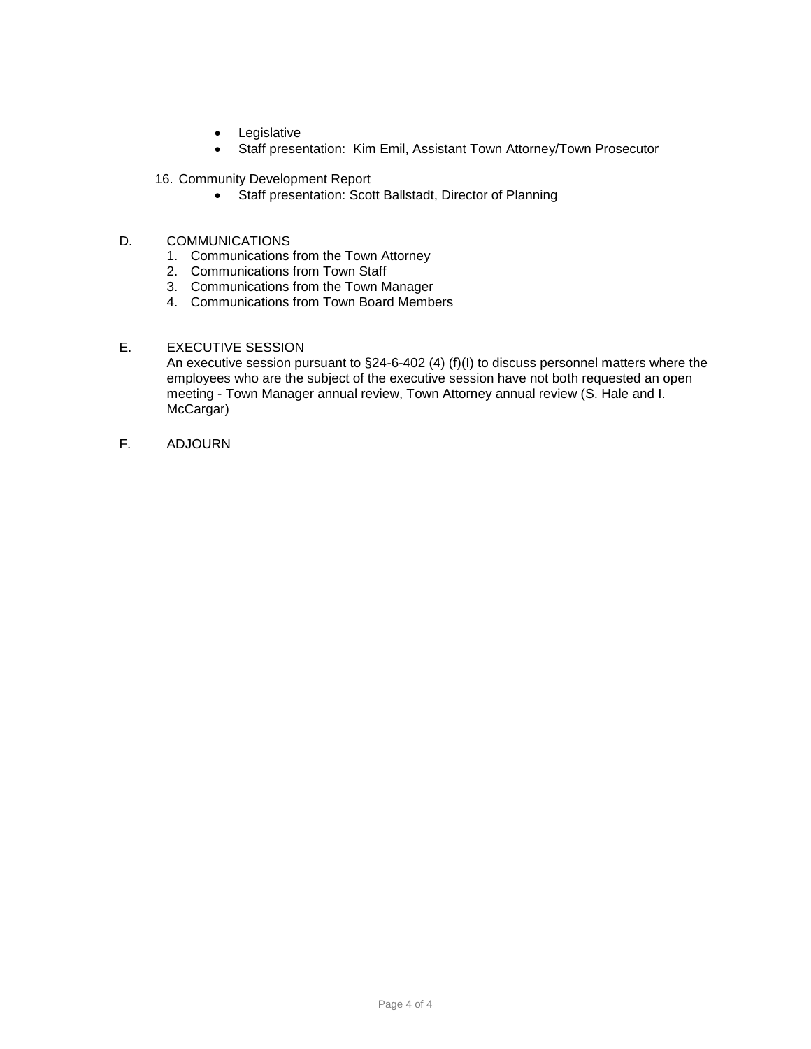- Legislative
- Staff presentation: Kim Emil, Assistant Town Attorney/Town Prosecutor

16. Community Development Report
    - Staff presentation: Scott Ballstadt, Director of Planning

D. COMMUNICATIONS
   1. Communications from the Town Attorney
   2. Communications from Town Staff
   3. Communications from the Town Manager
   4. Communications from Town Board Members

E. EXECUTIVE SESSION

   An executive session pursuant to §24-6-402 (4) (f)(I) to discuss personnel matters where the employees who are the subject of the executive session have not both requested an open meeting - Town Manager annual review, Town Attorney annual review (S. Hale and I. McCargar)

F. ADJOURN